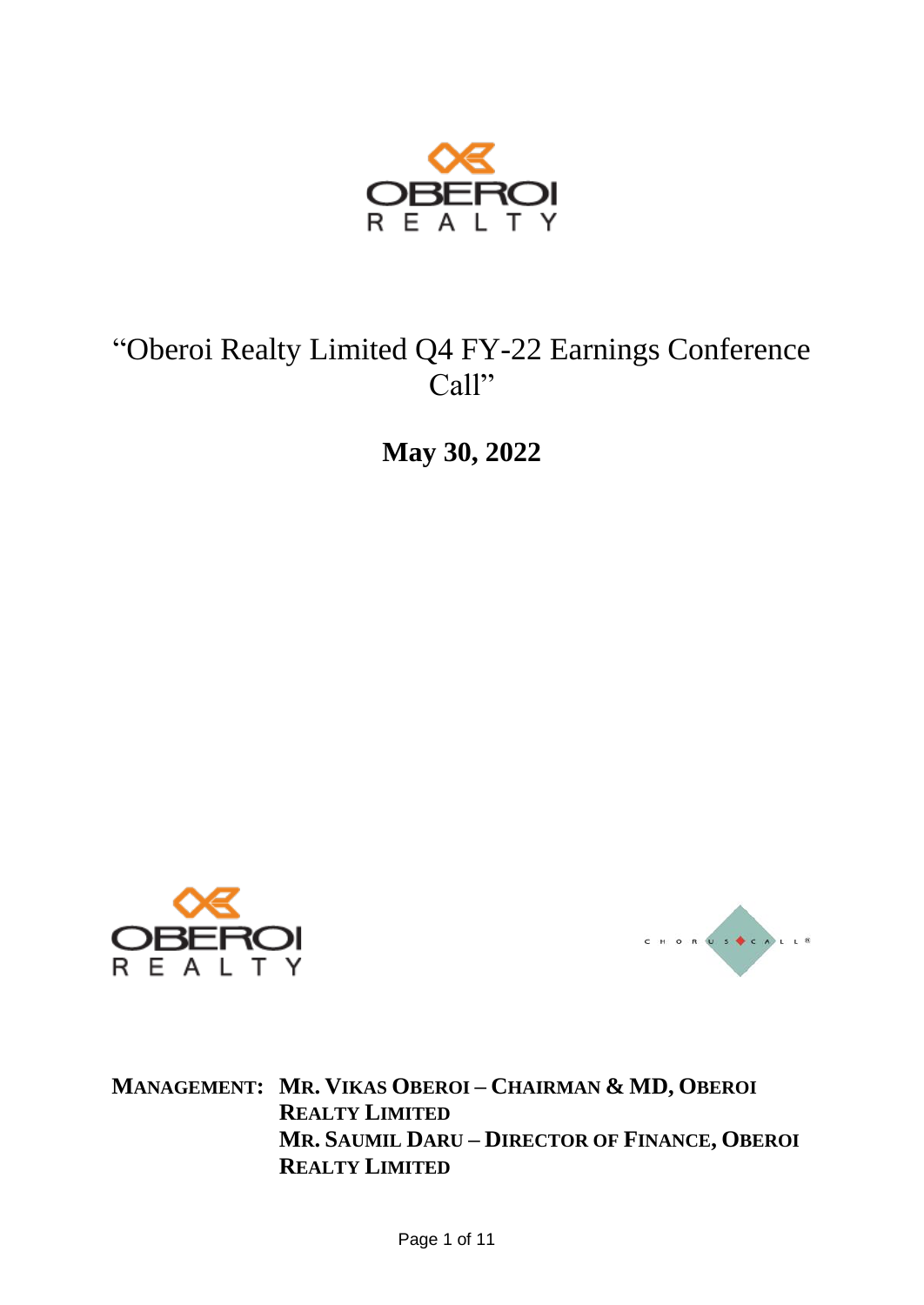# "Oberoi Realty Limited Q4 FY-22 Earnings Conference Call"

**May 30, 2022**

**MANAGEMENT: MR. VIKAS OBEROI – CHAIRMAN & MD, OBEROI REALTY LIMITED**
**MR. SAUMIL DARU – DIRECTOR OF FINANCE, OBEROI REALTY LIMITED**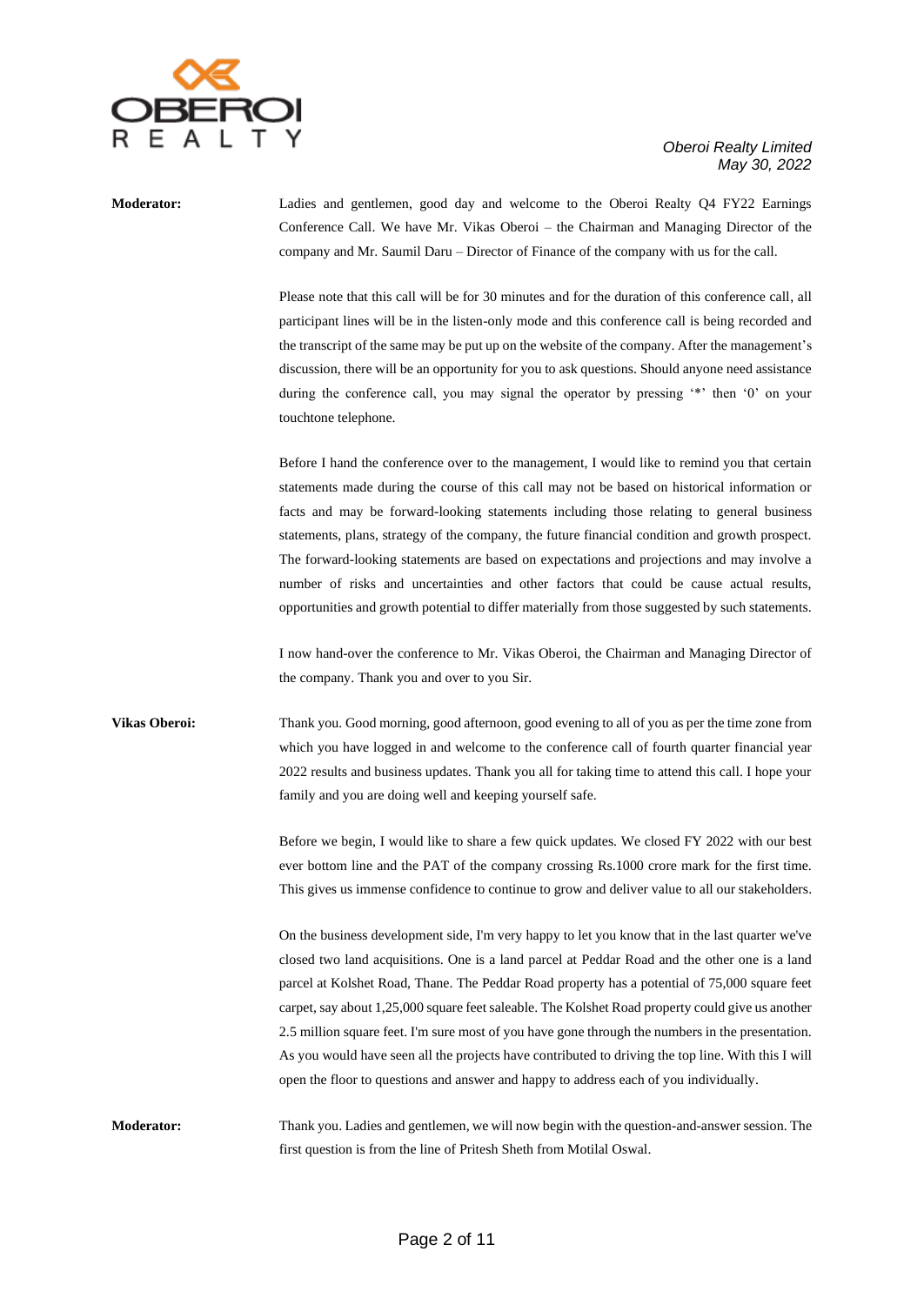**Moderator:** Ladies and gentlemen, good day and welcome to the Oberoi Realty Q4 FY22 Earnings Conference Call. We have Mr. Vikas Oberoi – the Chairman and Managing Director of the company and Mr. Saumil Daru – Director of Finance of the company with us for the call.

Please note that this call will be for 30 minutes and for the duration of this conference call, all participant lines will be in the listen-only mode and this conference call is being recorded and the transcript of the same may be put up on the website of the company. After the management's discussion, there will be an opportunity for you to ask questions. Should anyone need assistance during the conference call, you may signal the operator by pressing '*' then '0' on your touchtone telephone.

Before I hand the conference over to the management, I would like to remind you that certain statements made during the course of this call may not be based on historical information or facts and may be forward-looking statements including those relating to general business statements, plans, strategy of the company, the future financial condition and growth prospect. The forward-looking statements are based on expectations and projections and may involve a number of risks and uncertainties and other factors that could be cause actual results, opportunities and growth potential to differ materially from those suggested by such statements.

I now hand-over the conference to Mr. Vikas Oberoi, the Chairman and Managing Director of the company. Thank you and over to you Sir.

**Vikas Oberoi:** Thank you. Good morning, good afternoon, good evening to all of you as per the time zone from which you have logged in and welcome to the conference call of fourth quarter financial year 2022 results and business updates. Thank you all for taking time to attend this call. I hope your family and you are doing well and keeping yourself safe.

Before we begin, I would like to share a few quick updates. We closed FY 2022 with our best ever bottom line and the PAT of the company crossing Rs.1000 crore mark for the first time. This gives us immense confidence to continue to grow and deliver value to all our stakeholders.

On the business development side, I'm very happy to let you know that in the last quarter we've closed two land acquisitions. One is a land parcel at Peddar Road and the other one is a land parcel at Kolshet Road, Thane. The Peddar Road property has a potential of 75,000 square feet carpet, say about 1,25,000 square feet saleable. The Kolshet Road property could give us another 2.5 million square feet. I'm sure most of you have gone through the numbers in the presentation. As you would have seen all the projects have contributed to driving the top line. With this I will open the floor to questions and answer and happy to address each of you individually.

**Moderator:** Thank you. Ladies and gentlemen, we will now begin with the question-and-answer session. The first question is from the line of Pritesh Sheth from Motilal Oswal.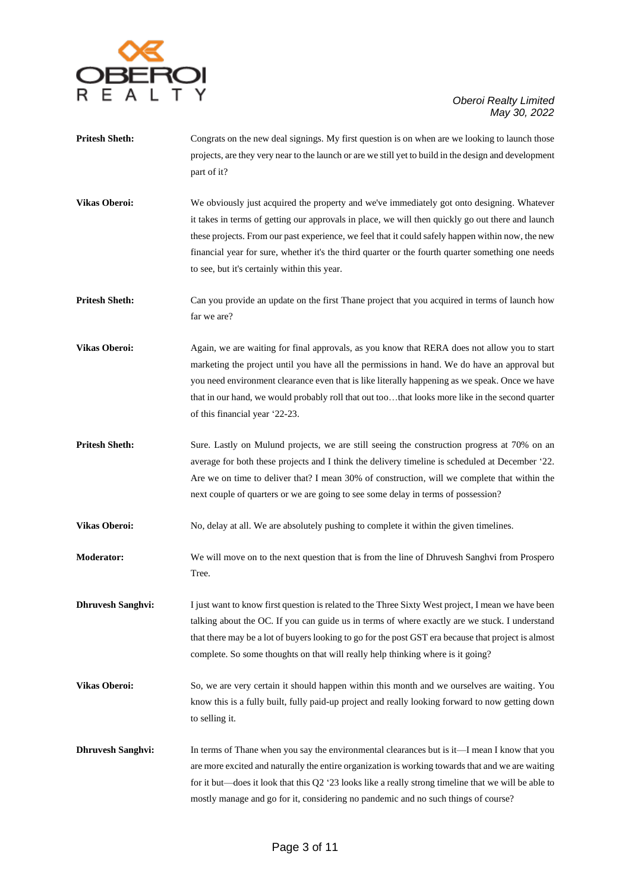**Pritesh Sheth:** Congrats on the new deal signings. My first question is on when are we looking to launch those projects, are they very near to the launch or are we still yet to build in the design and development part of it?

**Vikas Oberoi:** We obviously just acquired the property and we've immediately got onto designing. Whatever it takes in terms of getting our approvals in place, we will then quickly go out there and launch these projects. From our past experience, we feel that it could safely happen within now, the new financial year for sure, whether it's the third quarter or the fourth quarter something one needs to see, but it's certainly within this year.

**Pritesh Sheth:** Can you provide an update on the first Thane project that you acquired in terms of launch how far we are?

**Vikas Oberoi:** Again, we are waiting for final approvals, as you know that RERA does not allow you to start marketing the project until you have all the permissions in hand. We do have an approval but you need environment clearance even that is like literally happening as we speak. Once we have that in our hand, we would probably roll that out too…that looks more like in the second quarter of this financial year '22-23.

**Pritesh Sheth:** Sure. Lastly on Mulund projects, we are still seeing the construction progress at 70% on an average for both these projects and I think the delivery timeline is scheduled at December '22. Are we on time to deliver that? I mean 30% of construction, will we complete that within the next couple of quarters or we are going to see some delay in terms of possession?

**Vikas Oberoi:** No, delay at all. We are absolutely pushing to complete it within the given timelines.

**Moderator:** We will move on to the next question that is from the line of Dhruvesh Sanghvi from Prospero Tree.

**Dhruvesh Sanghvi:** I just want to know first question is related to the Three Sixty West project, I mean we have been talking about the OC. If you can guide us in terms of where exactly are we stuck. I understand that there may be a lot of buyers looking to go for the post GST era because that project is almost complete. So some thoughts on that will really help thinking where is it going?

**Vikas Oberoi:** So, we are very certain it should happen within this month and we ourselves are waiting. You know this is a fully built, fully paid-up project and really looking forward to now getting down to selling it.

**Dhruvesh Sanghvi:** In terms of Thane when you say the environmental clearances but is it—I mean I know that you are more excited and naturally the entire organization is working towards that and we are waiting for it but—does it look that this Q2 '23 looks like a really strong timeline that we will be able to mostly manage and go for it, considering no pandemic and no such things of course?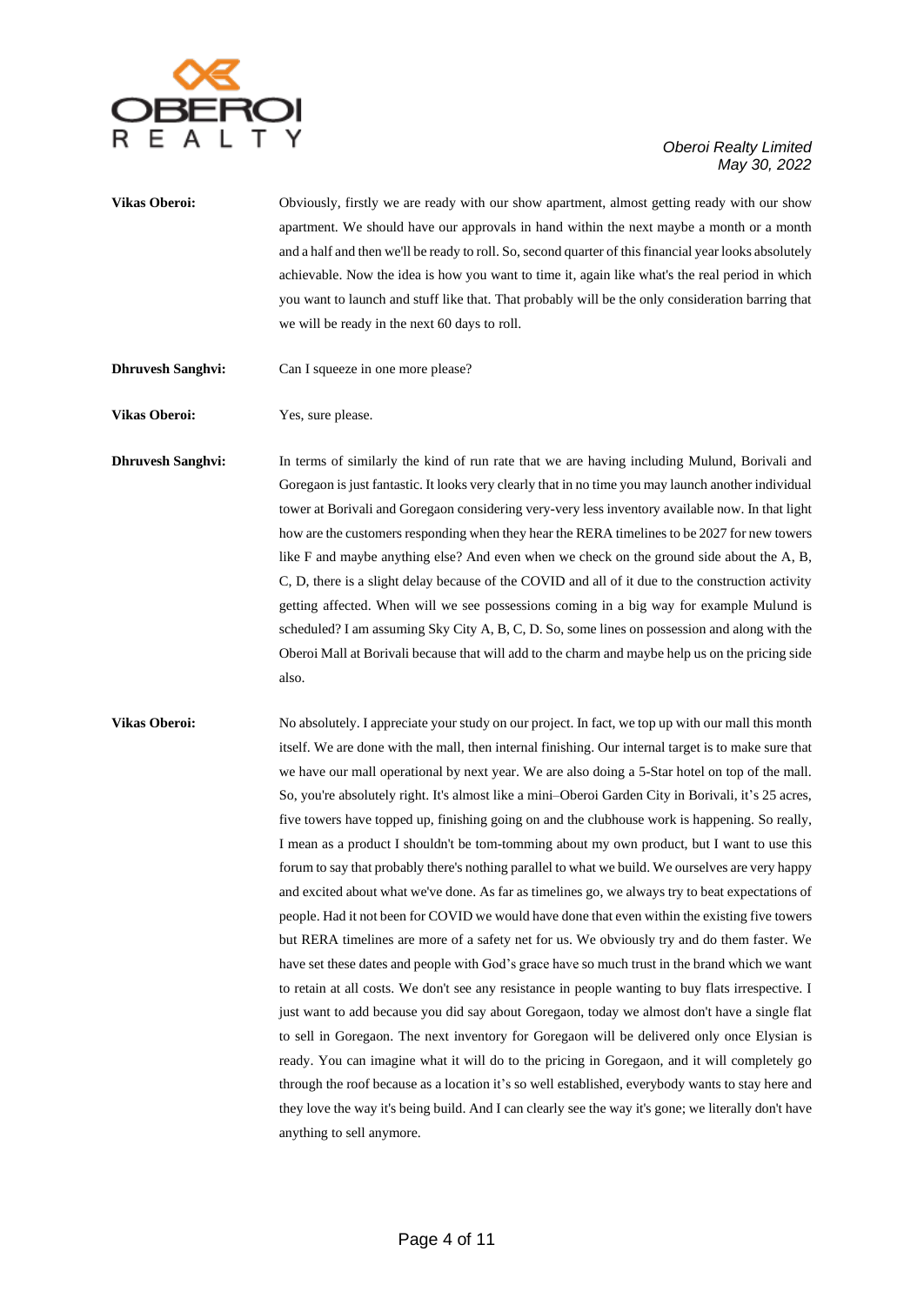**Vikas Oberoi:** Obviously, firstly we are ready with our show apartment, almost getting ready with our show apartment. We should have our approvals in hand within the next maybe a month or a month and a half and then we'll be ready to roll. So, second quarter of this financial year looks absolutely achievable. Now the idea is how you want to time it, again like what's the real period in which you want to launch and stuff like that. That probably will be the only consideration barring that we will be ready in the next 60 days to roll.

**Dhruvesh Sanghvi:** Can I squeeze in one more please?

**Vikas Oberoi:** Yes, sure please.

**Dhruvesh Sanghvi:** In terms of similarly the kind of run rate that we are having including Mulund, Borivali and Goregaon is just fantastic. It looks very clearly that in no time you may launch another individual tower at Borivali and Goregaon considering very-very less inventory available now. In that light how are the customers responding when they hear the RERA timelines to be 2027 for new towers like F and maybe anything else? And even when we check on the ground side about the A, B, C, D, there is a slight delay because of the COVID and all of it due to the construction activity getting affected. When will we see possessions coming in a big way for example Mulund is scheduled? I am assuming Sky City A, B, C, D. So, some lines on possession and along with the Oberoi Mall at Borivali because that will add to the charm and maybe help us on the pricing side also.

**Vikas Oberoi:** No absolutely. I appreciate your study on our project. In fact, we top up with our mall this month itself. We are done with the mall, then internal finishing. Our internal target is to make sure that we have our mall operational by next year. We are also doing a 5-Star hotel on top of the mall. So, you're absolutely right. It's almost like a mini–Oberoi Garden City in Borivali, it's 25 acres, five towers have topped up, finishing going on and the clubhouse work is happening. So really, I mean as a product I shouldn't be tom-tomming about my own product, but I want to use this forum to say that probably there's nothing parallel to what we build. We ourselves are very happy and excited about what we've done. As far as timelines go, we always try to beat expectations of people. Had it not been for COVID we would have done that even within the existing five towers but RERA timelines are more of a safety net for us. We obviously try and do them faster. We have set these dates and people with God's grace have so much trust in the brand which we want to retain at all costs. We don't see any resistance in people wanting to buy flats irrespective. I just want to add because you did say about Goregaon, today we almost don't have a single flat to sell in Goregaon. The next inventory for Goregaon will be delivered only once Elysian is ready. You can imagine what it will do to the pricing in Goregaon, and it will completely go through the roof because as a location it's so well established, everybody wants to stay here and they love the way it's being build. And I can clearly see the way it's gone; we literally don't have anything to sell anymore.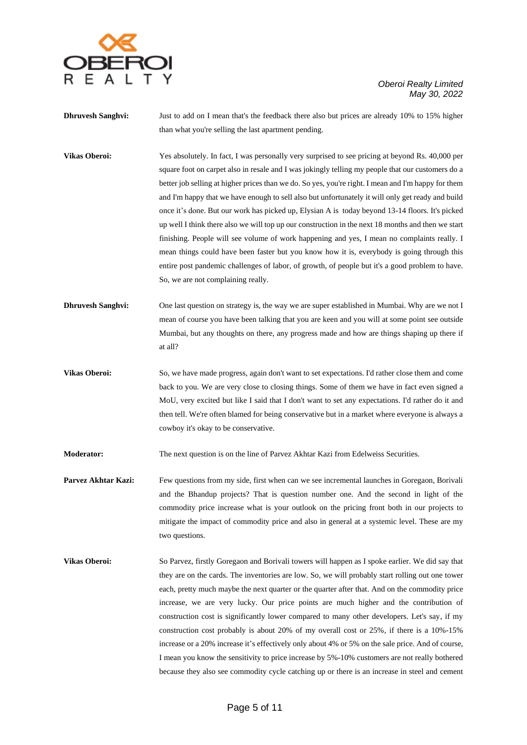**Dhruvesh Sanghvi:** Just to add on I mean that's the feedback there also but prices are already 10% to 15% higher than what you're selling the last apartment pending.

**Vikas Oberoi:** Yes absolutely. In fact, I was personally very surprised to see pricing at beyond Rs. 40,000 per square foot on carpet also in resale and I was jokingly telling my people that our customers do a better job selling at higher prices than we do. So yes, you're right. I mean and I'm happy for them and I'm happy that we have enough to sell also but unfortunately it will only get ready and build once it's done. But our work has picked up, Elysian A is today beyond 13-14 floors. It's picked up well I think there also we will top up our construction in the next 18 months and then we start finishing. People will see volume of work happening and yes, I mean no complaints really. I mean things could have been faster but you know how it is, everybody is going through this entire post pandemic challenges of labor, of growth, of people but it's a good problem to have. So, we are not complaining really.

**Dhruvesh Sanghvi:** One last question on strategy is, the way we are super established in Mumbai. Why are we not I mean of course you have been talking that you are keen and you will at some point see outside Mumbai, but any thoughts on there, any progress made and how are things shaping up there if at all?

**Vikas Oberoi:** So, we have made progress, again don't want to set expectations. I'd rather close them and come back to you. We are very close to closing things. Some of them we have in fact even signed a MoU, very excited but like I said that I don't want to set any expectations. I'd rather do it and then tell. We're often blamed for being conservative but in a market where everyone is always a cowboy it's okay to be conservative.

**Moderator:** The next question is on the line of Parvez Akhtar Kazi from Edelweiss Securities.

**Parvez Akhtar Kazi:** Few questions from my side, first when can we see incremental launches in Goregaon, Borivali and the Bhandup projects? That is question number one. And the second in light of the commodity price increase what is your outlook on the pricing front both in our projects to mitigate the impact of commodity price and also in general at a systemic level. These are my two questions.

**Vikas Oberoi:** So Parvez, firstly Goregaon and Borivali towers will happen as I spoke earlier. We did say that they are on the cards. The inventories are low. So, we will probably start rolling out one tower each, pretty much maybe the next quarter or the quarter after that. And on the commodity price increase, we are very lucky. Our price points are much higher and the contribution of construction cost is significantly lower compared to many other developers. Let's say, if my construction cost probably is about 20% of my overall cost or 25%, if there is a 10%-15% increase or a 20% increase it's effectively only about 4% or 5% on the sale price. And of course, I mean you know the sensitivity to price increase by 5%-10% customers are not really bothered because they also see commodity cycle catching up or there is an increase in steel and cement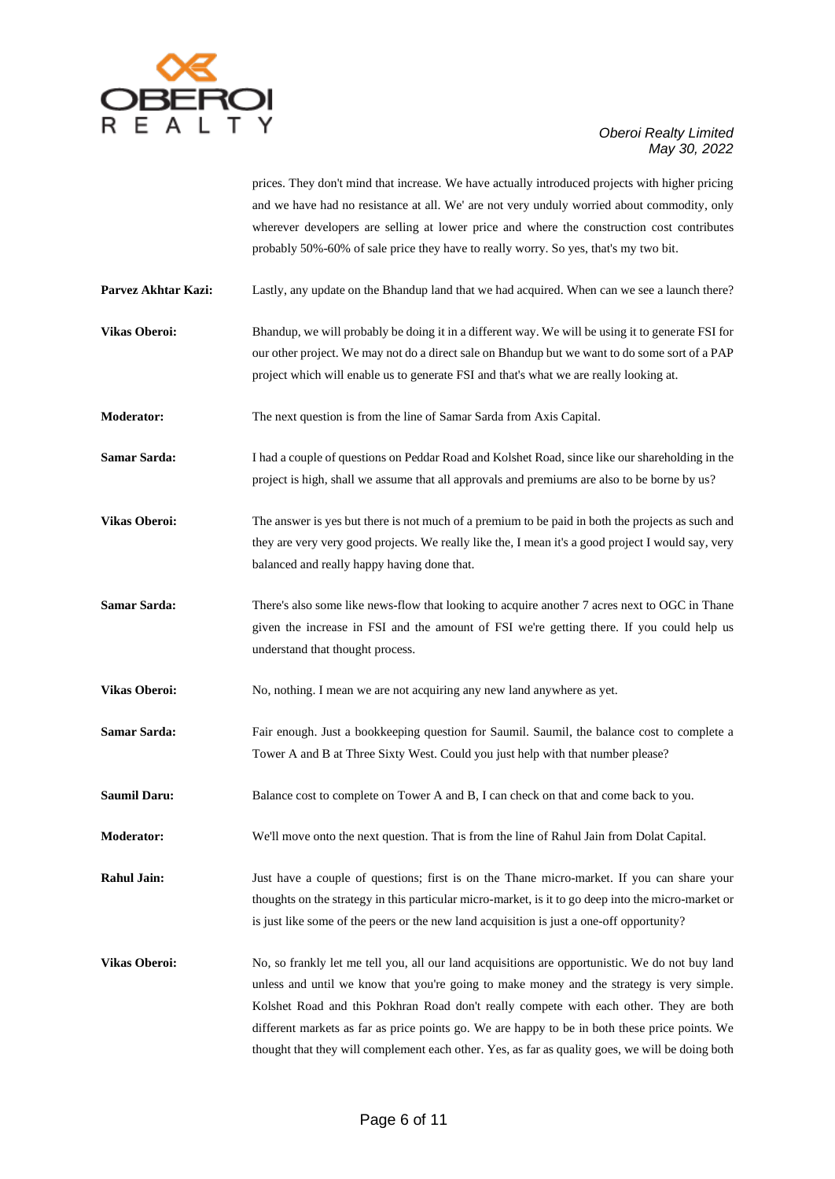prices. They don't mind that increase. We have actually introduced projects with higher pricing and we have had no resistance at all. We' are not very unduly worried about commodity, only wherever developers are selling at lower price and where the construction cost contributes probably 50%-60% of sale price they have to really worry. So yes, that's my two bit.

**Parvez Akhtar Kazi:** Lastly, any update on the Bhandup land that we had acquired. When can we see a launch there?

**Vikas Oberoi:** Bhandup, we will probably be doing it in a different way. We will be using it to generate FSI for our other project. We may not do a direct sale on Bhandup but we want to do some sort of a PAP project which will enable us to generate FSI and that's what we are really looking at.

**Moderator:** The next question is from the line of Samar Sarda from Axis Capital.

**Samar Sarda:** I had a couple of questions on Peddar Road and Kolshet Road, since like our shareholding in the project is high, shall we assume that all approvals and premiums are also to be borne by us?

**Vikas Oberoi:** The answer is yes but there is not much of a premium to be paid in both the projects as such and they are very very good projects. We really like the, I mean it's a good project I would say, very balanced and really happy having done that.

**Samar Sarda:** There's also some like news-flow that looking to acquire another 7 acres next to OGC in Thane given the increase in FSI and the amount of FSI we're getting there. If you could help us understand that thought process.

**Vikas Oberoi:** No, nothing. I mean we are not acquiring any new land anywhere as yet.

**Samar Sarda:** Fair enough. Just a bookkeeping question for Saumil. Saumil, the balance cost to complete a Tower A and B at Three Sixty West. Could you just help with that number please?

**Saumil Daru:** Balance cost to complete on Tower A and B, I can check on that and come back to you.

**Moderator:** We'll move onto the next question. That is from the line of Rahul Jain from Dolat Capital.

**Rahul Jain:** Just have a couple of questions; first is on the Thane micro-market. If you can share your thoughts on the strategy in this particular micro-market, is it to go deep into the micro-market or is just like some of the peers or the new land acquisition is just a one-off opportunity?

**Vikas Oberoi:** No, so frankly let me tell you, all our land acquisitions are opportunistic. We do not buy land unless and until we know that you're going to make money and the strategy is very simple. Kolshet Road and this Pokhran Road don't really compete with each other. They are both different markets as far as price points go. We are happy to be in both these price points. We thought that they will complement each other. Yes, as far as quality goes, we will be doing both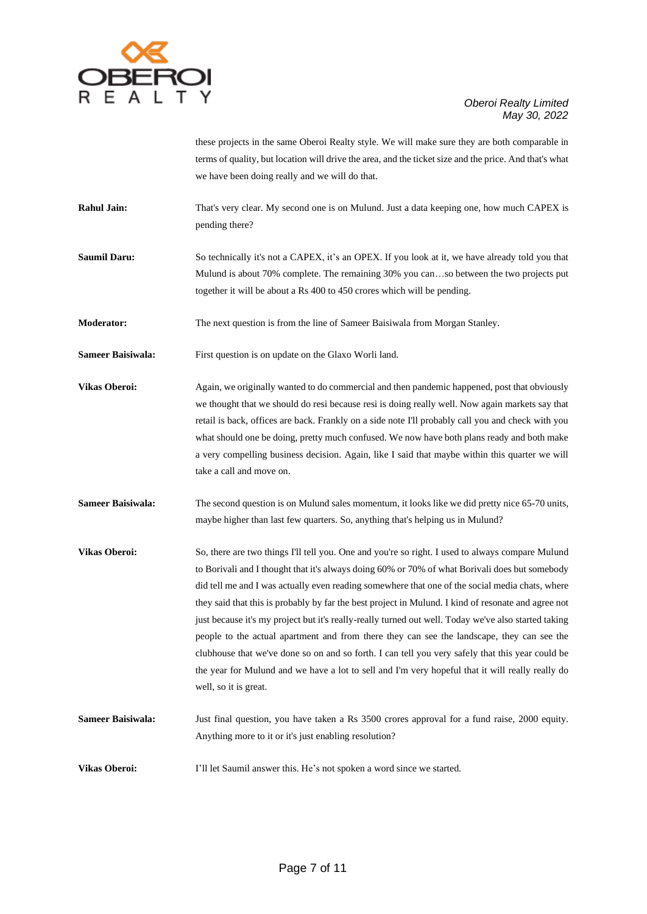these projects in the same Oberoi Realty style. We will make sure they are both comparable in terms of quality, but location will drive the area, and the ticket size and the price. And that's what we have been doing really and we will do that.

**Rahul Jain:** That's very clear. My second one is on Mulund. Just a data keeping one, how much CAPEX is pending there?

**Saumil Daru:** So technically it's not a CAPEX, it's an OPEX. If you look at it, we have already told you that Mulund is about 70% complete. The remaining 30% you can…so between the two projects put together it will be about a Rs 400 to 450 crores which will be pending.

**Moderator:** The next question is from the line of Sameer Baisiwala from Morgan Stanley.

**Sameer Baisiwala:** First question is on update on the Glaxo Worli land.

**Vikas Oberoi:** Again, we originally wanted to do commercial and then pandemic happened, post that obviously we thought that we should do resi because resi is doing really well. Now again markets say that retail is back, offices are back. Frankly on a side note I'll probably call you and check with you what should one be doing, pretty much confused. We now have both plans ready and both make a very compelling business decision. Again, like I said that maybe within this quarter we will take a call and move on.

**Sameer Baisiwala:** The second question is on Mulund sales momentum, it looks like we did pretty nice 65-70 units, maybe higher than last few quarters. So, anything that's helping us in Mulund?

**Vikas Oberoi:** So, there are two things I'll tell you. One and you're so right. I used to always compare Mulund to Borivali and I thought that it's always doing 60% or 70% of what Borivali does but somebody did tell me and I was actually even reading somewhere that one of the social media chats, where they said that this is probably by far the best project in Mulund. I kind of resonate and agree not just because it's my project but it's really-really turned out well. Today we've also started taking people to the actual apartment and from there they can see the landscape, they can see the clubhouse that we've done so on and so forth. I can tell you very safely that this year could be the year for Mulund and we have a lot to sell and I'm very hopeful that it will really really do well, so it is great.

**Sameer Baisiwala:** Just final question, you have taken a Rs 3500 crores approval for a fund raise, 2000 equity. Anything more to it or it's just enabling resolution?

**Vikas Oberoi:** I'll let Saumil answer this. He's not spoken a word since we started.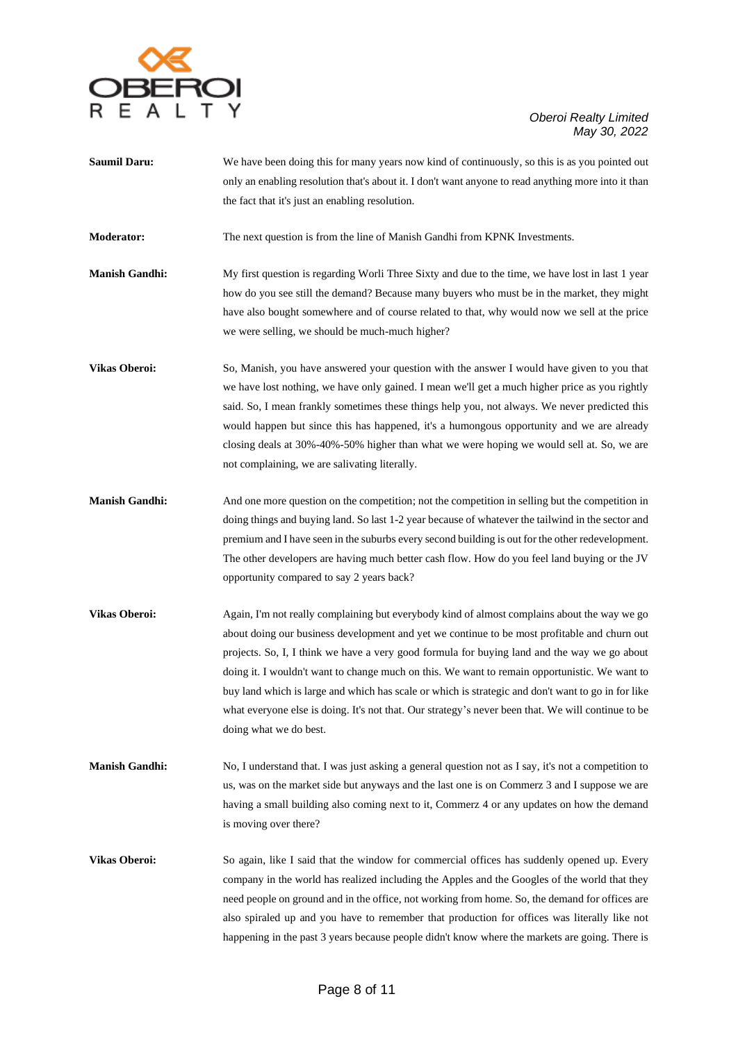**Saumil Daru:** We have been doing this for many years now kind of continuously, so this is as you pointed out only an enabling resolution that's about it. I don't want anyone to read anything more into it than the fact that it's just an enabling resolution.

**Moderator:** The next question is from the line of Manish Gandhi from KPNK Investments.

**Manish Gandhi:** My first question is regarding Worli Three Sixty and due to the time, we have lost in last 1 year how do you see still the demand? Because many buyers who must be in the market, they might have also bought somewhere and of course related to that, why would now we sell at the price we were selling, we should be much-much higher?

**Vikas Oberoi:** So, Manish, you have answered your question with the answer I would have given to you that we have lost nothing, we have only gained. I mean we'll get a much higher price as you rightly said. So, I mean frankly sometimes these things help you, not always. We never predicted this would happen but since this has happened, it's a humongous opportunity and we are already closing deals at 30%-40%-50% higher than what we were hoping we would sell at. So, we are not complaining, we are salivating literally.

**Manish Gandhi:** And one more question on the competition; not the competition in selling but the competition in doing things and buying land. So last 1-2 year because of whatever the tailwind in the sector and premium and I have seen in the suburbs every second building is out for the other redevelopment. The other developers are having much better cash flow. How do you feel land buying or the JV opportunity compared to say 2 years back?

**Vikas Oberoi:** Again, I'm not really complaining but everybody kind of almost complains about the way we go about doing our business development and yet we continue to be most profitable and churn out projects. So, I, I think we have a very good formula for buying land and the way we go about doing it. I wouldn't want to change much on this. We want to remain opportunistic. We want to buy land which is large and which has scale or which is strategic and don't want to go in for like what everyone else is doing. It's not that. Our strategy's never been that. We will continue to be doing what we do best.

**Manish Gandhi:** No, I understand that. I was just asking a general question not as I say, it's not a competition to us, was on the market side but anyways and the last one is on Commerz 3 and I suppose we are having a small building also coming next to it, Commerz 4 or any updates on how the demand is moving over there?

**Vikas Oberoi:** So again, like I said that the window for commercial offices has suddenly opened up. Every company in the world has realized including the Apples and the Googles of the world that they need people on ground and in the office, not working from home. So, the demand for offices are also spiraled up and you have to remember that production for offices was literally like not happening in the past 3 years because people didn't know where the markets are going. There is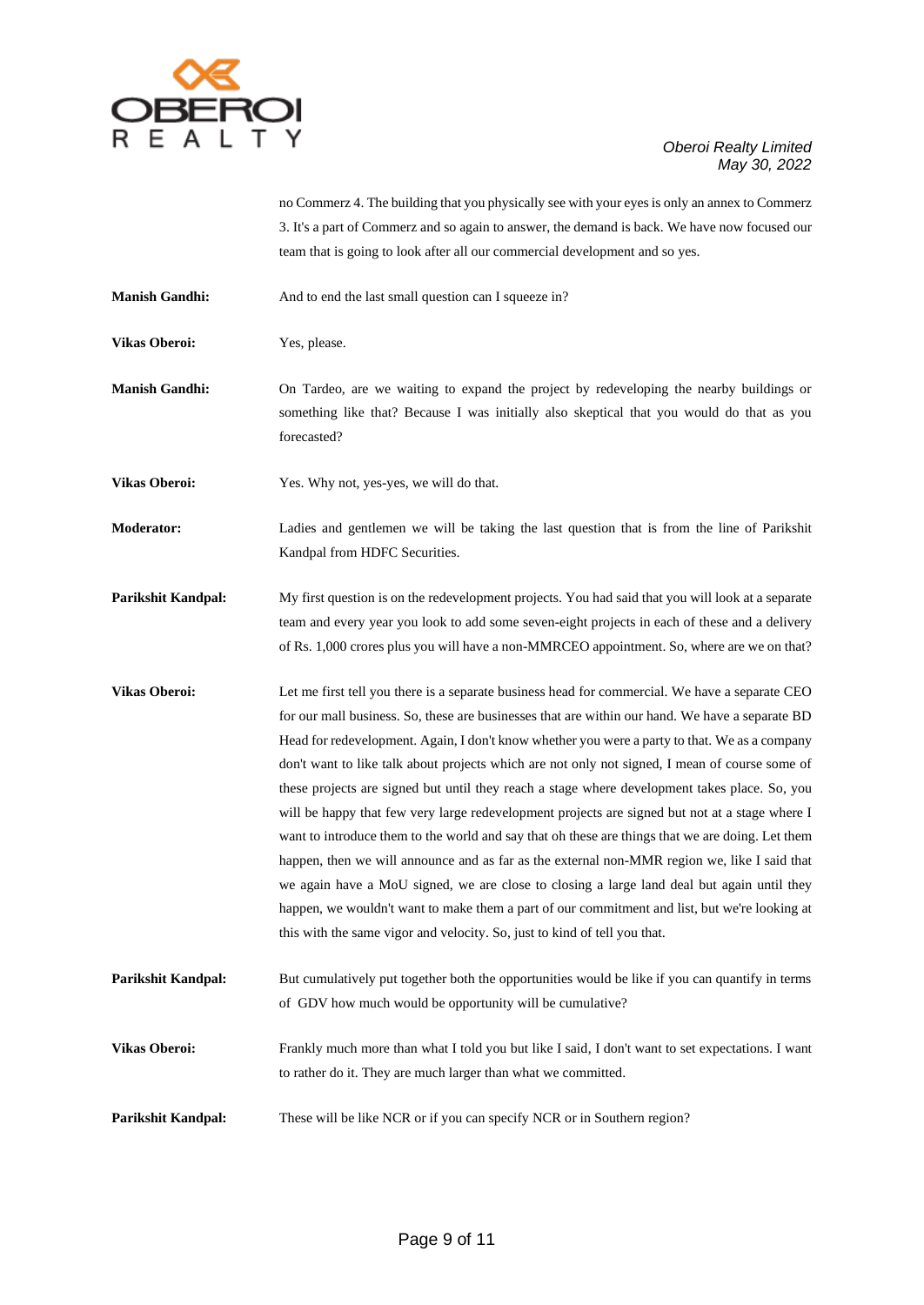no Commerz 4. The building that you physically see with your eyes is only an annex to Commerz 3. It's a part of Commerz and so again to answer, the demand is back. We have now focused our team that is going to look after all our commercial development and so yes.

**Manish Gandhi:** And to end the last small question can I squeeze in?

**Vikas Oberoi:** Yes, please.

**Manish Gandhi:** On Tardeo, are we waiting to expand the project by redeveloping the nearby buildings or something like that? Because I was initially also skeptical that you would do that as you forecasted?

**Vikas Oberoi:** Yes. Why not, yes-yes, we will do that.

**Moderator:** Ladies and gentlemen we will be taking the last question that is from the line of Parikshit Kandpal from HDFC Securities.

**Parikshit Kandpal:** My first question is on the redevelopment projects. You had said that you will look at a separate team and every year you look to add some seven-eight projects in each of these and a delivery of Rs. 1,000 crores plus you will have a non-MMRCEO appointment. So, where are we on that?

**Vikas Oberoi:** Let me first tell you there is a separate business head for commercial. We have a separate CEO for our mall business. So, these are businesses that are within our hand. We have a separate BD Head for redevelopment. Again, I don't know whether you were a party to that. We as a company don't want to like talk about projects which are not only not signed, I mean of course some of these projects are signed but until they reach a stage where development takes place. So, you will be happy that few very large redevelopment projects are signed but not at a stage where I want to introduce them to the world and say that oh these are things that we are doing. Let them happen, then we will announce and as far as the external non-MMR region we, like I said that we again have a MoU signed, we are close to closing a large land deal but again until they happen, we wouldn't want to make them a part of our commitment and list, but we're looking at this with the same vigor and velocity. So, just to kind of tell you that.

**Parikshit Kandpal:** But cumulatively put together both the opportunities would be like if you can quantify in terms of GDV how much would be opportunity will be cumulative?

**Vikas Oberoi:** Frankly much more than what I told you but like I said, I don't want to set expectations. I want to rather do it. They are much larger than what we committed.

**Parikshit Kandpal:** These will be like NCR or if you can specify NCR or in Southern region?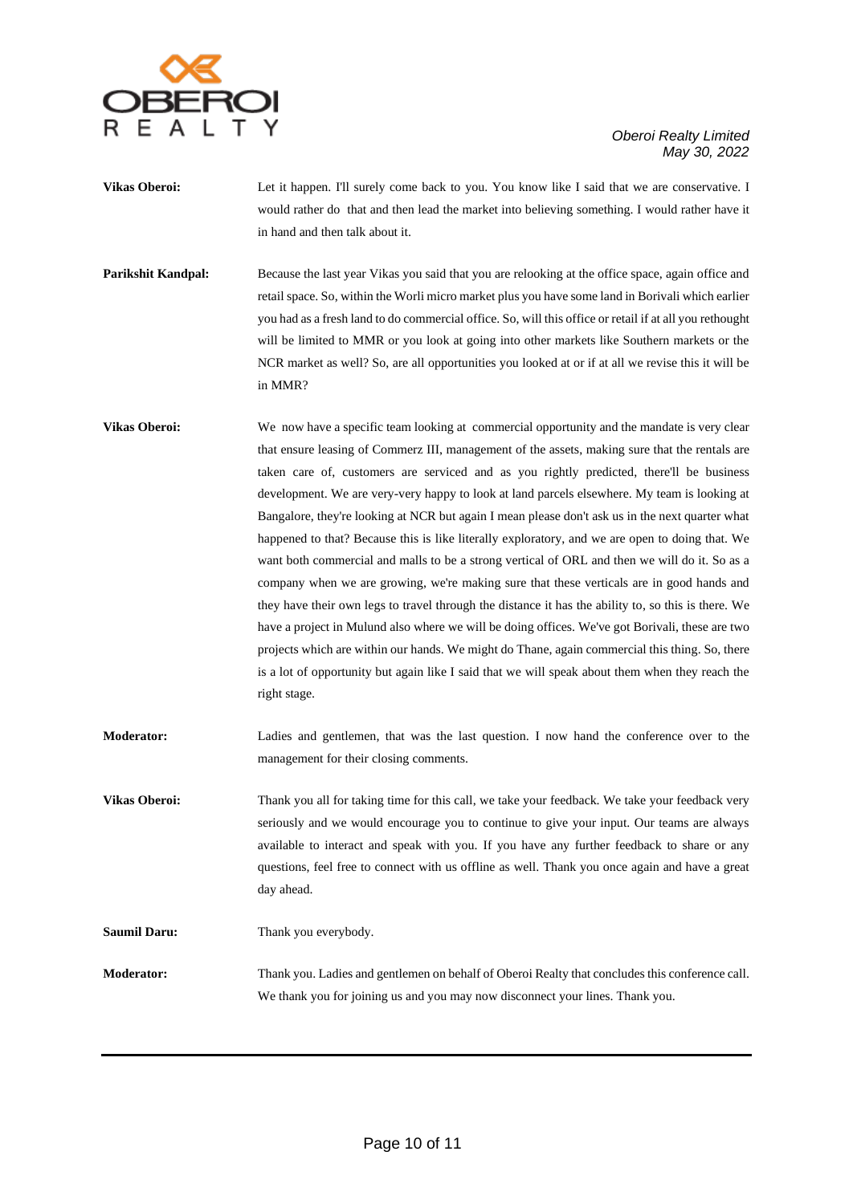**Vikas Oberoi:** Let it happen. I'll surely come back to you. You know like I said that we are conservative. I would rather do that and then lead the market into believing something. I would rather have it in hand and then talk about it.

**Parikshit Kandpal:** Because the last year Vikas you said that you are relooking at the office space, again office and retail space. So, within the Worli micro market plus you have some land in Borivali which earlier you had as a fresh land to do commercial office. So, will this office or retail if at all you rethought will be limited to MMR or you look at going into other markets like Southern markets or the NCR market as well? So, are all opportunities you looked at or if at all we revise this it will be in MMR?

**Vikas Oberoi:** We now have a specific team looking at commercial opportunity and the mandate is very clear that ensure leasing of Commerz III, management of the assets, making sure that the rentals are taken care of, customers are serviced and as you rightly predicted, there'll be business development. We are very-very happy to look at land parcels elsewhere. My team is looking at Bangalore, they're looking at NCR but again I mean please don't ask us in the next quarter what happened to that? Because this is like literally exploratory, and we are open to doing that. We want both commercial and malls to be a strong vertical of ORL and then we will do it. So as a company when we are growing, we're making sure that these verticals are in good hands and they have their own legs to travel through the distance it has the ability to, so this is there. We have a project in Mulund also where we will be doing offices. We've got Borivali, these are two projects which are within our hands. We might do Thane, again commercial this thing. So, there is a lot of opportunity but again like I said that we will speak about them when they reach the right stage.

**Moderator:** Ladies and gentlemen, that was the last question. I now hand the conference over to the management for their closing comments.

**Vikas Oberoi:** Thank you all for taking time for this call, we take your feedback. We take your feedback very seriously and we would encourage you to continue to give your input. Our teams are always available to interact and speak with you. If you have any further feedback to share or any questions, feel free to connect with us offline as well. Thank you once again and have a great day ahead.

**Saumil Daru:** Thank you everybody.

**Moderator:** Thank you. Ladies and gentlemen on behalf of Oberoi Realty that concludes this conference call. We thank you for joining us and you may now disconnect your lines. Thank you.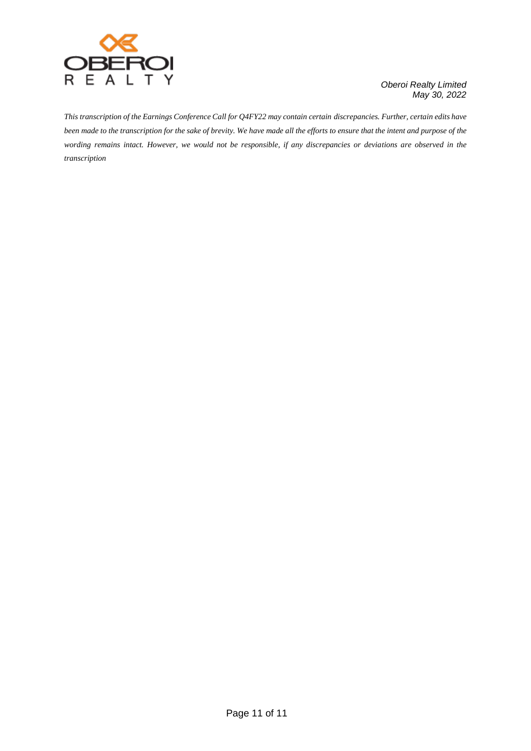*This transcription of the Earnings Conference Call for Q4FY22 may contain certain discrepancies. Further, certain edits have been made to the transcription for the sake of brevity. We have made all the efforts to ensure that the intent and purpose of the wording remains intact. However, we would not be responsible, if any discrepancies or deviations are observed in the transcription*